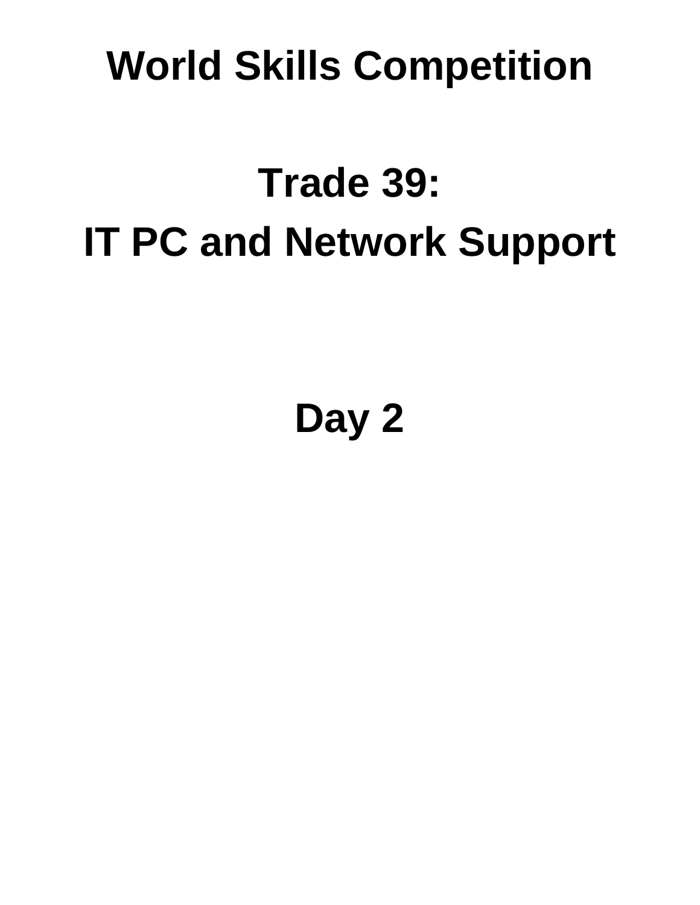# World Skills Competition

# Trade 39:
# IT PC and Network Support

# Day 2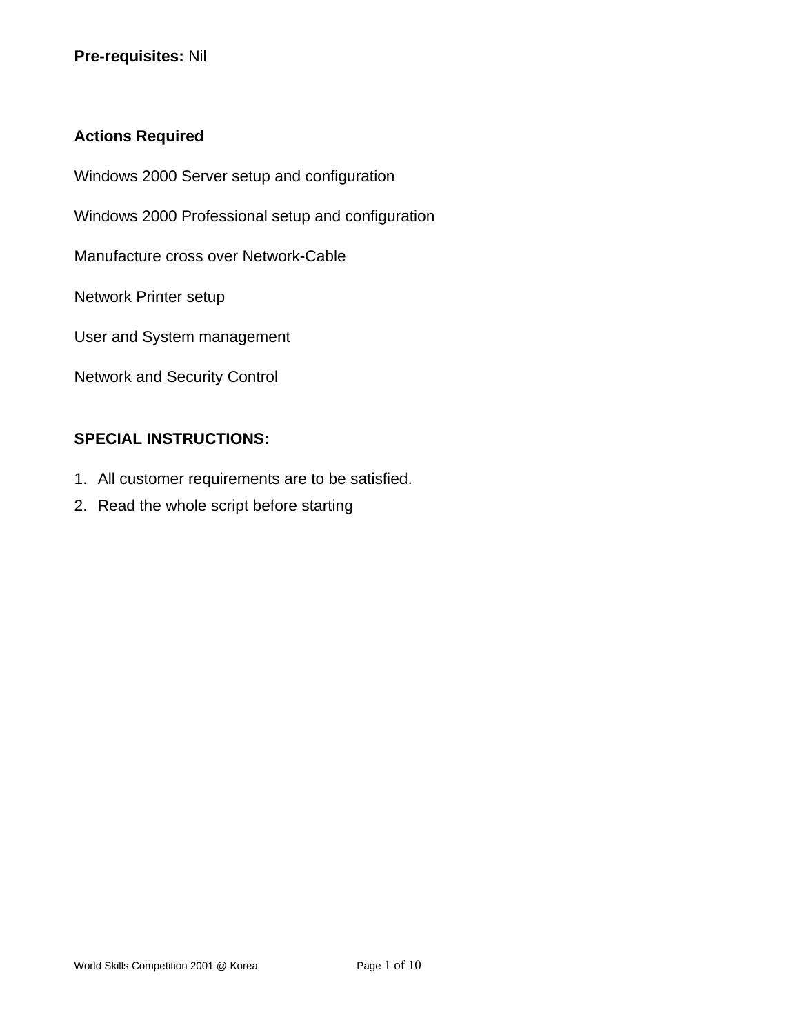**Pre-requisites:** Nil

**Actions Required**

Windows 2000 Server setup and configuration

Windows 2000 Professional setup and configuration

Manufacture cross over Network-Cable

Network Printer setup

User and System management

Network and Security Control

**SPECIAL INSTRUCTIONS:**

1. All customer requirements are to be satisfied.
2. Read the whole script before starting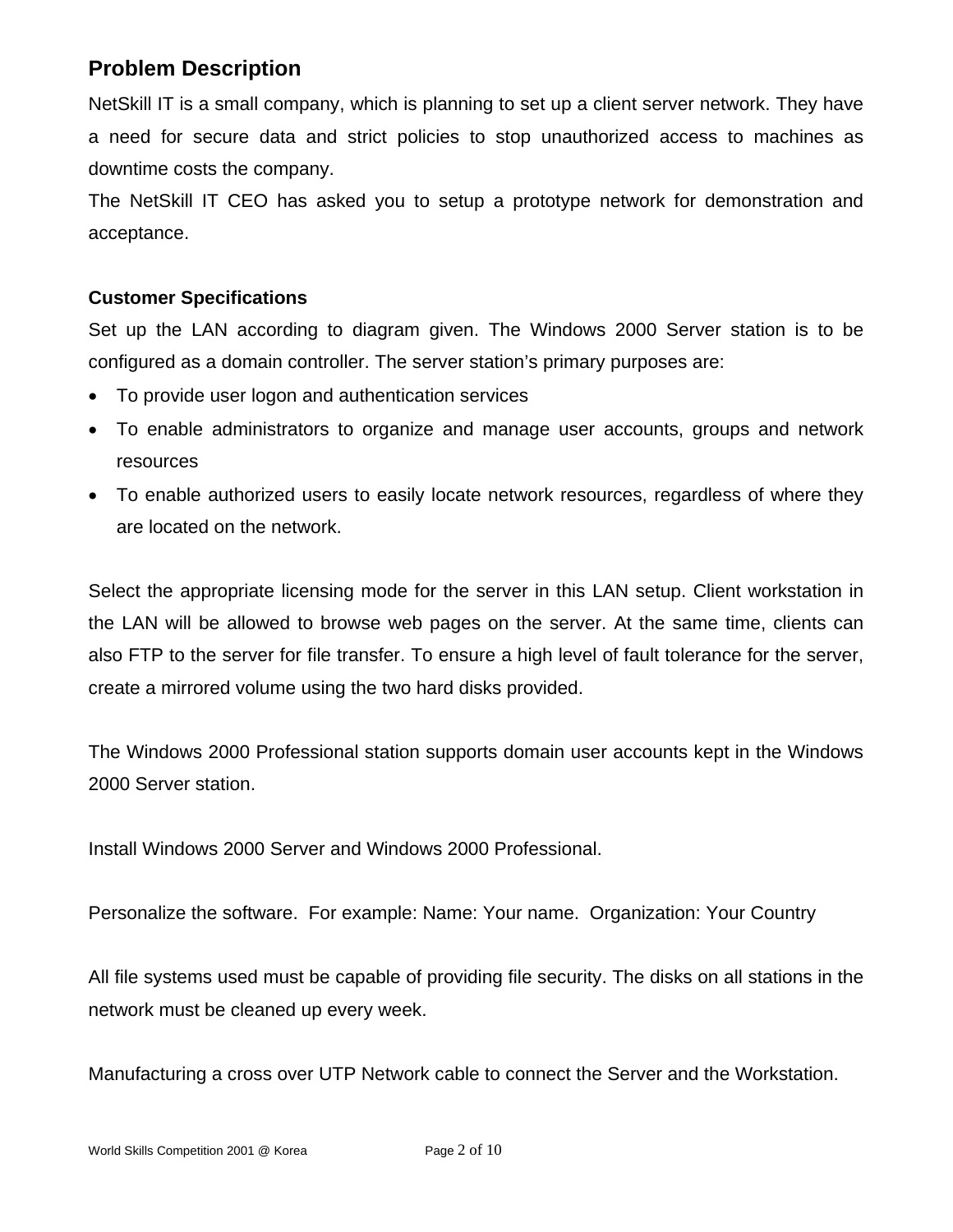## Problem Description

NetSkill IT is a small company, which is planning to set up a client server network. They have a need for secure data and strict policies to stop unauthorized access to machines as downtime costs the company.

The NetSkill IT CEO has asked you to setup a prototype network for demonstration and acceptance.

### Customer Specifications

Set up the LAN according to diagram given. The Windows 2000 Server station is to be configured as a domain controller. The server station's primary purposes are:

- To provide user logon and authentication services
- To enable administrators to organize and manage user accounts, groups and network resources
- To enable authorized users to easily locate network resources, regardless of where they are located on the network.

Select the appropriate licensing mode for the server in this LAN setup. Client workstation in the LAN will be allowed to browse web pages on the server. At the same time, clients can also FTP to the server for file transfer. To ensure a high level of fault tolerance for the server, create a mirrored volume using the two hard disks provided.

The Windows 2000 Professional station supports domain user accounts kept in the Windows 2000 Server station.

Install Windows 2000 Server and Windows 2000 Professional.

Personalize the software. For example: Name: Your name. Organization: Your Country

All file systems used must be capable of providing file security. The disks on all stations in the network must be cleaned up every week.

Manufacturing a cross over UTP Network cable to connect the Server and the Workstation.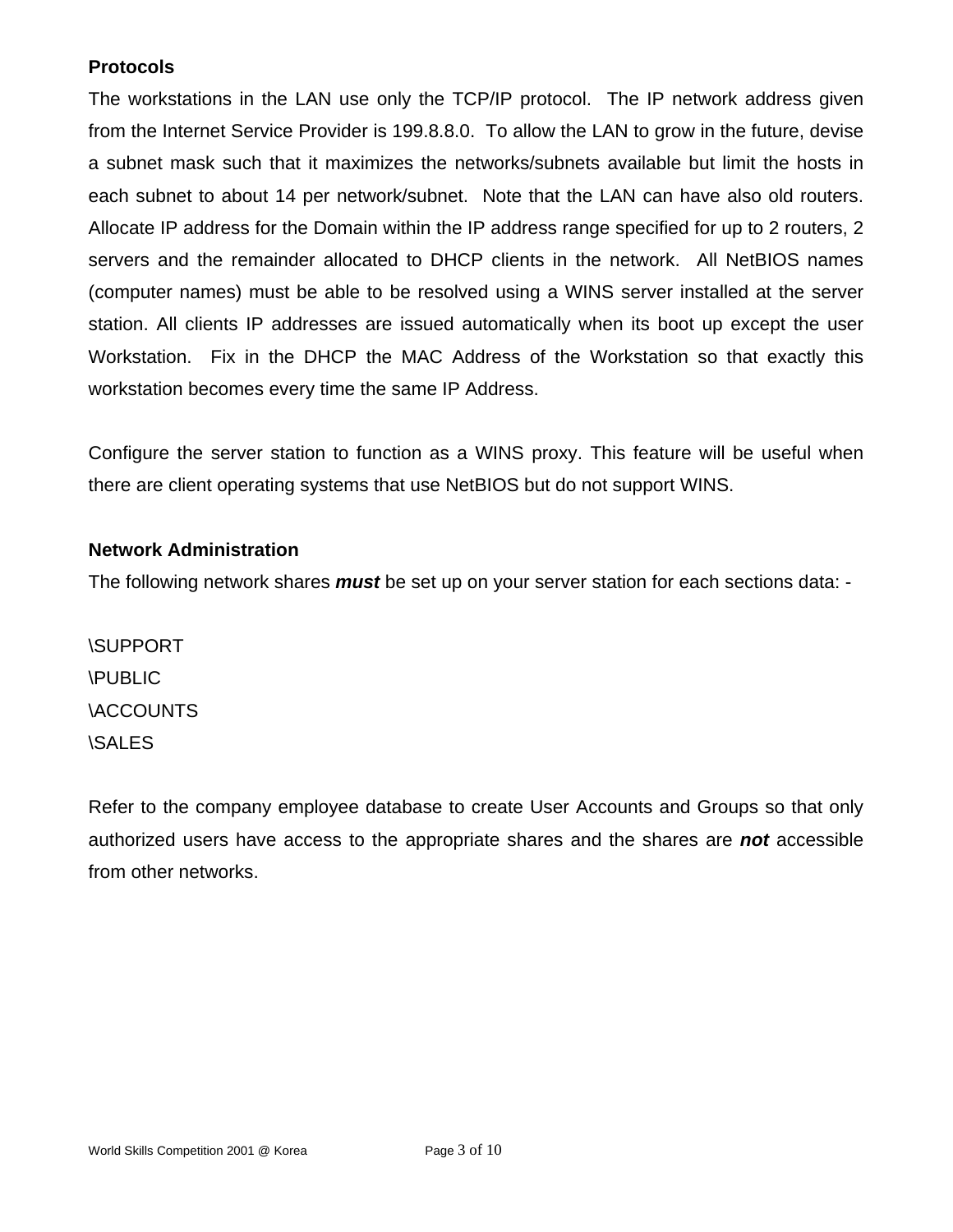**Protocols**

The workstations in the LAN use only the TCP/IP protocol. The IP network address given from the Internet Service Provider is 199.8.8.0. To allow the LAN to grow in the future, devise a subnet mask such that it maximizes the networks/subnets available but limit the hosts in each subnet to about 14 per network/subnet. Note that the LAN can have also old routers. Allocate IP address for the Domain within the IP address range specified for up to 2 routers, 2 servers and the remainder allocated to DHCP clients in the network. All NetBIOS names (computer names) must be able to be resolved using a WINS server installed at the server station. All clients IP addresses are issued automatically when its boot up except the user Workstation. Fix in the DHCP the MAC Address of the Workstation so that exactly this workstation becomes every time the same IP Address.

Configure the server station to function as a WINS proxy. This feature will be useful when there are client operating systems that use NetBIOS but do not support WINS.

**Network Administration**

The following network shares ***must*** be set up on your server station for each sections data: -

\SUPPORT
\PUBLIC
\ACCOUNTS
\SALES

Refer to the company employee database to create User Accounts and Groups so that only authorized users have access to the appropriate shares and the shares are ***not*** accessible from other networks.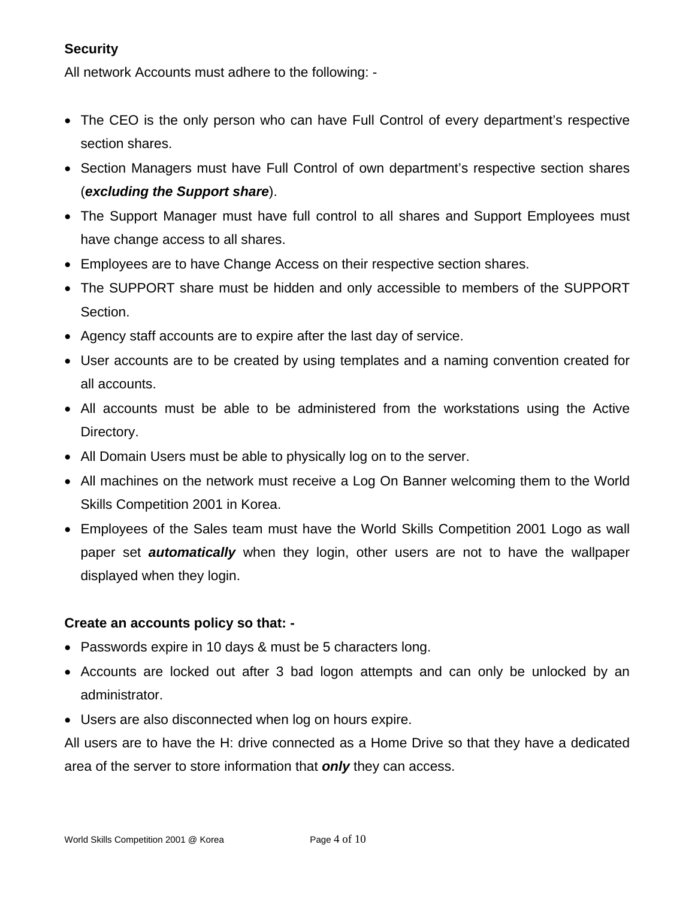**Security**

All network Accounts must adhere to the following: -

- The CEO is the only person who can have Full Control of every department's respective section shares.
- Section Managers must have Full Control of own department's respective section shares (***excluding the Support share***).
- The Support Manager must have full control to all shares and Support Employees must have change access to all shares.
- Employees are to have Change Access on their respective section shares.
- The SUPPORT share must be hidden and only accessible to members of the SUPPORT Section.
- Agency staff accounts are to expire after the last day of service.
- User accounts are to be created by using templates and a naming convention created for all accounts.
- All accounts must be able to be administered from the workstations using the Active Directory.
- All Domain Users must be able to physically log on to the server.
- All machines on the network must receive a Log On Banner welcoming them to the World Skills Competition 2001 in Korea.
- Employees of the Sales team must have the World Skills Competition 2001 Logo as wall paper set ***automatically*** when they login, other users are not to have the wallpaper displayed when they login.

**Create an accounts policy so that: -**

- Passwords expire in 10 days & must be 5 characters long.
- Accounts are locked out after 3 bad logon attempts and can only be unlocked by an administrator.
- Users are also disconnected when log on hours expire.

All users are to have the H: drive connected as a Home Drive so that they have a dedicated area of the server to store information that ***only*** they can access.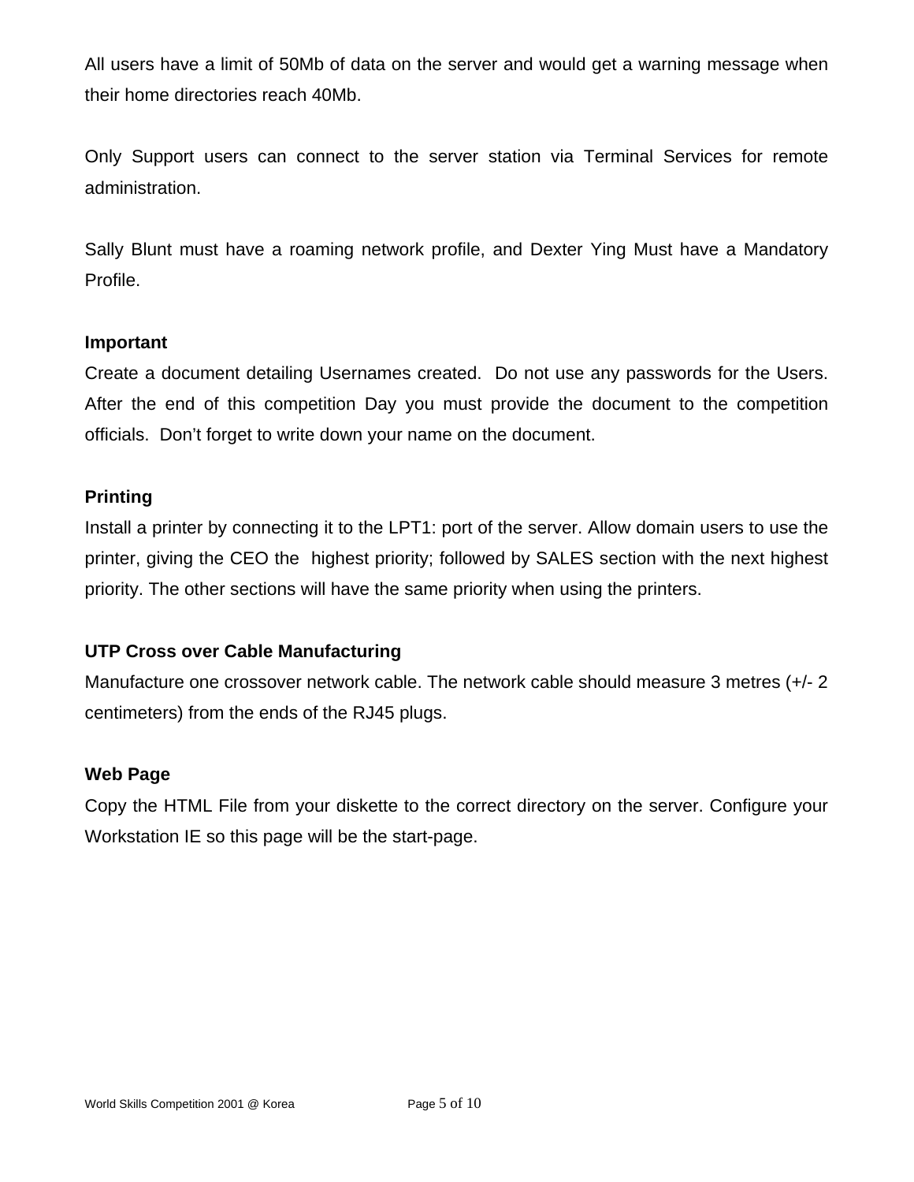All users have a limit of 50Mb of data on the server and would get a warning message when their home directories reach 40Mb.

Only Support users can connect to the server station via Terminal Services for remote administration.

Sally Blunt must have a roaming network profile, and Dexter Ying Must have a Mandatory Profile.

**Important**

Create a document detailing Usernames created.  Do not use any passwords for the Users. After the end of this competition Day you must provide the document to the competition officials.  Don't forget to write down your name on the document.

**Printing**

Install a printer by connecting it to the LPT1: port of the server. Allow domain users to use the printer, giving the CEO the  highest priority; followed by SALES section with the next highest priority. The other sections will have the same priority when using the printers.

**UTP Cross over Cable Manufacturing**

Manufacture one crossover network cable. The network cable should measure 3 metres (+/- 2 centimeters) from the ends of the RJ45 plugs.

**Web Page**

Copy the HTML File from your diskette to the correct directory on the server. Configure your Workstation IE so this page will be the start-page.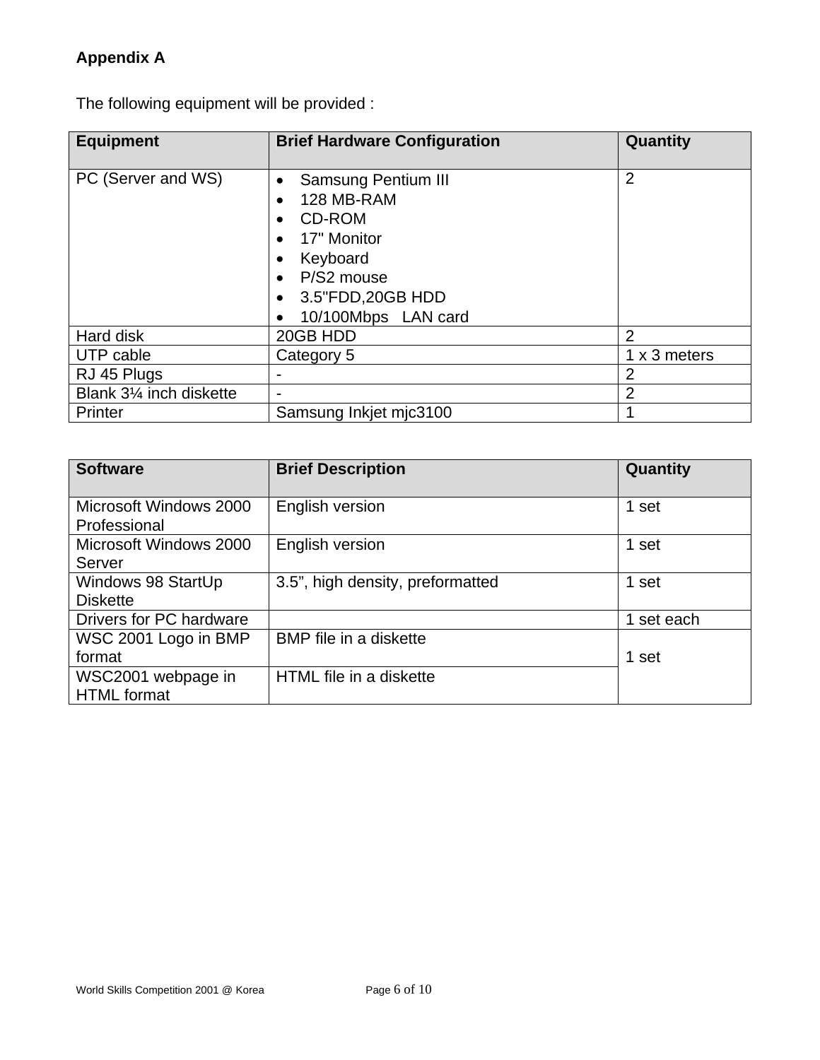**Appendix A**

The following equipment will be provided :

| Equipment | Brief Hardware Configuration | Quantity |
|---|---|---|
| PC (Server and WS) | • Samsung Pentium III<br>• 128 MB-RAM<br>• CD-ROM<br>• 17" Monitor<br>• Keyboard<br>• P/S2 mouse<br>• 3.5"FDD,20GB HDD<br>• 10/100Mbps LAN card | 2 |
| Hard disk | 20GB HDD | 2 |
| UTP cable | Category 5 | 1 x 3 meters |
| RJ 45 Plugs | - | 2 |
| Blank 3¼ inch diskette | - | 2 |
| Printer | Samsung Inkjet mjc3100 | 1 |

| Software | Brief Description | Quantity |
|---|---|---|
| Microsoft Windows 2000 Professional | English version | 1 set |
| Microsoft Windows 2000 Server | English version | 1 set |
| Windows 98 StartUp Diskette | 3.5", high density, preformatted | 1 set |
| Drivers for PC hardware | | 1 set each |
| WSC 2001 Logo in BMP format | BMP file in a diskette | 1 set |
| WSC2001 webpage in HTML format | HTML file in a diskette | |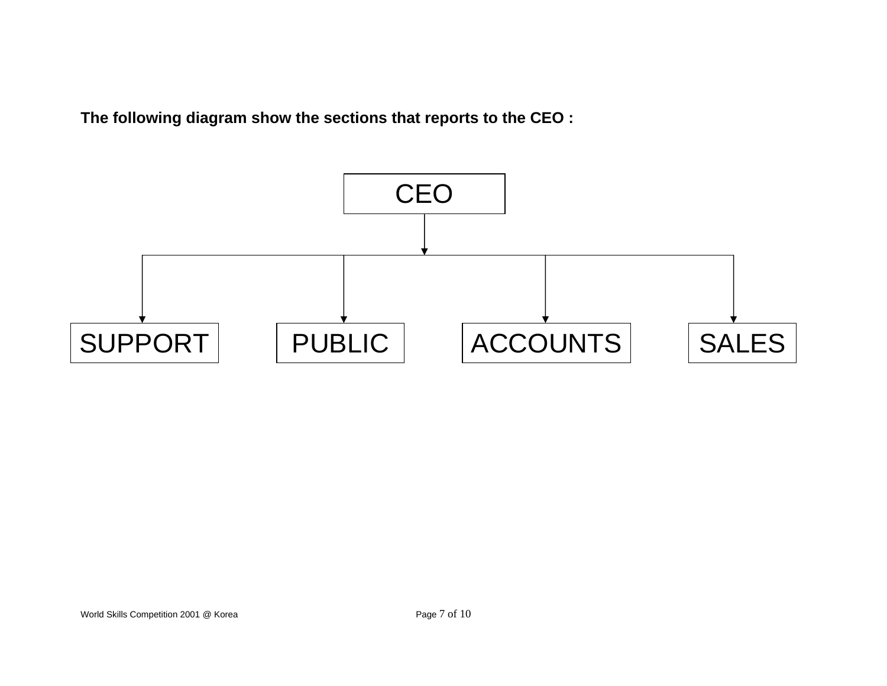**The following diagram show the sections that reports to the CEO :**

CEO

SUPPORT

PUBLIC

ACCOUNTS

SALES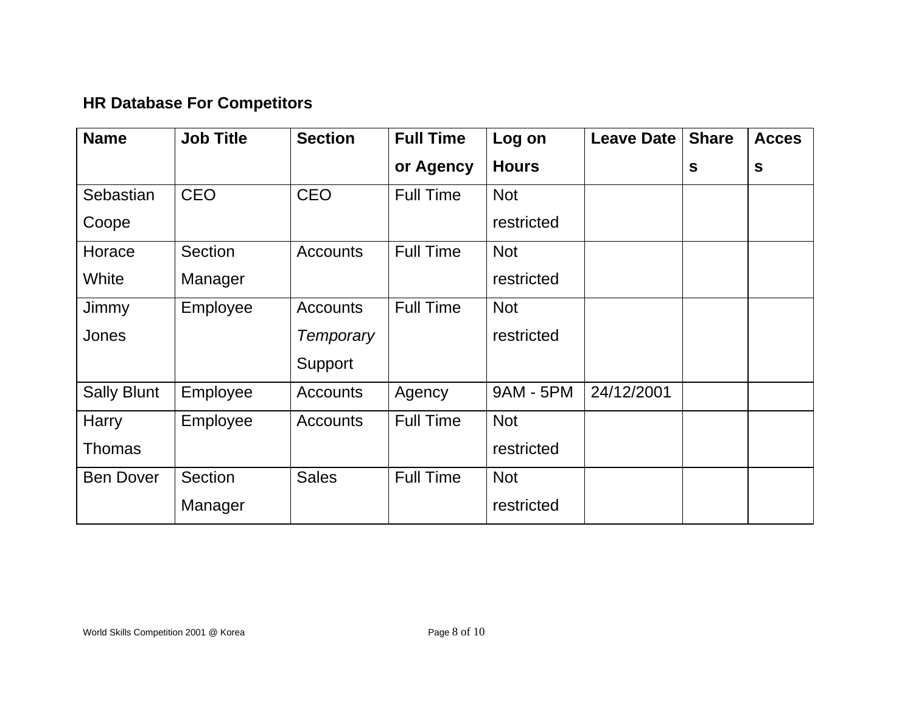**HR Database For Competitors**

| Name | Job Title | Section | Full Time or Agency | Log on Hours | Leave Date | Shares | Access |
|---|---|---|---|---|---|---|---|
| Sebastian Coope | CEO | CEO | Full Time | Not restricted | | | |
| Horace White | Section Manager | Accounts | Full Time | Not restricted | | | |
| Jimmy Jones | Employee | Accounts *Temporary* Support | Full Time | Not restricted | | | |
| Sally Blunt | Employee | Accounts | Agency | 9AM - 5PM | 24/12/2001 | | |
| Harry Thomas | Employee | Accounts | Full Time | Not restricted | | | |
| Ben Dover | Section Manager | Sales | Full Time | Not restricted | | | |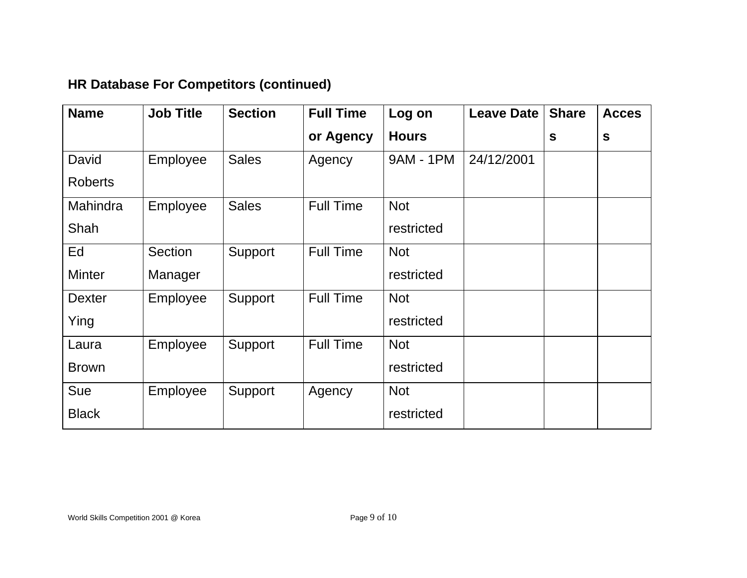**HR Database For Competitors (continued)**

| Name | Job Title | Section | Full Time or Agency | Log on Hours | Leave Date | Shares | Access |
|---|---|---|---|---|---|---|---|
| David Roberts | Employee | Sales | Agency | 9AM - 1PM | 24/12/2001 | | |
| Mahindra Shah | Employee | Sales | Full Time | Not restricted | | | |
| Ed Minter | Section Manager | Support | Full Time | Not restricted | | | |
| Dexter Ying | Employee | Support | Full Time | Not restricted | | | |
| Laura Brown | Employee | Support | Full Time | Not restricted | | | |
| Sue Black | Employee | Support | Agency | Not restricted | | | |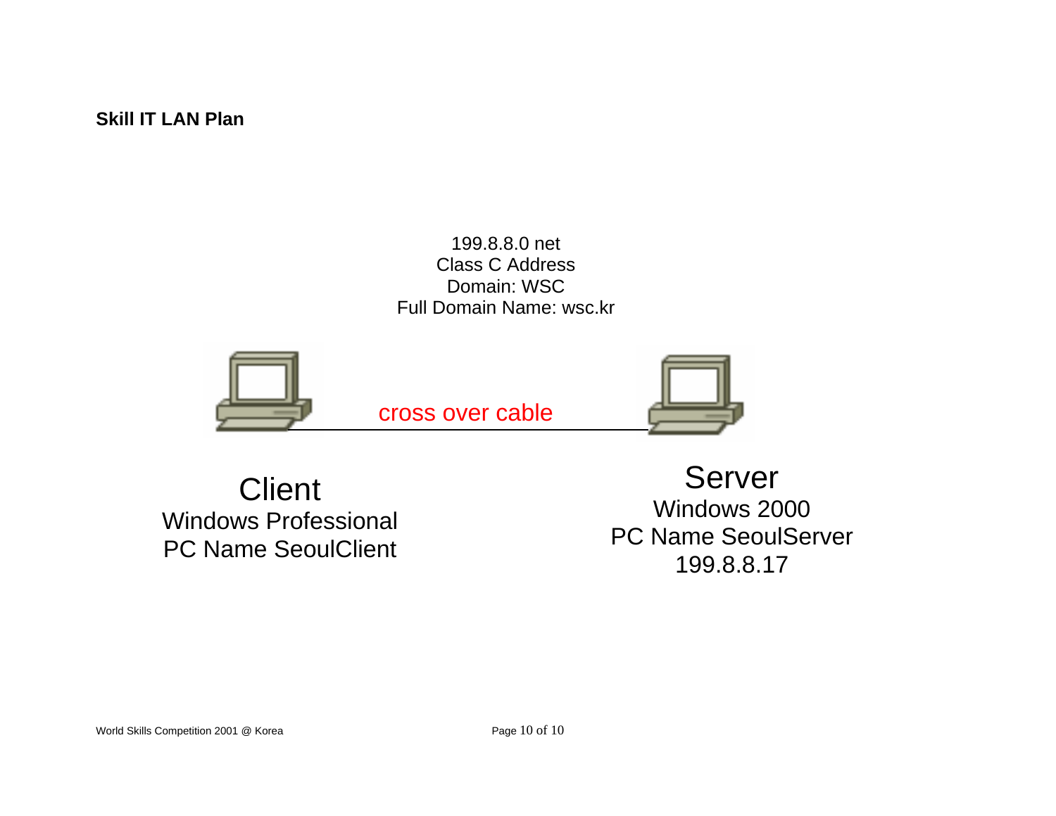**Skill IT LAN Plan**

199.8.8.0 net
Class C Address
Domain: WSC
Full Domain Name: wsc.kr

cross over cable

Client
Windows Professional
PC Name SeoulClient

Server
Windows 2000
PC Name SeoulServer
199.8.8.17